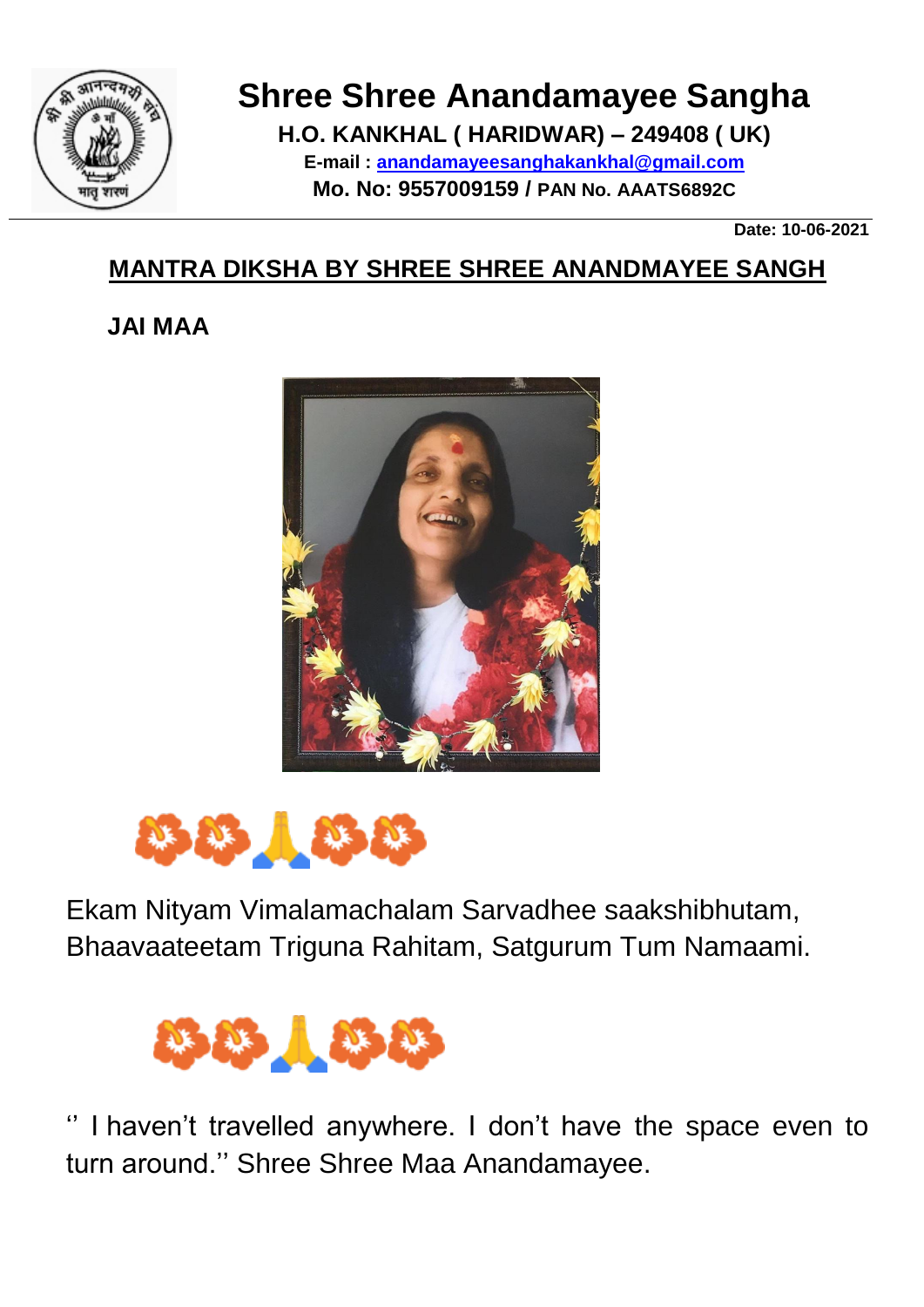# Shree Shree Anandamayee Sangha

**H.O. KANKHAL ( HARIDWAR) – 249408 ( UK)**

**E-mail : [anandamayeesanghakankhal@gmail.com](mailto:anandamayeesanghakankhal@gmail.com)**

**Mo. No: 9557009159 / PAN No. AATS6892C**

**Date: 10-06-2021**

## MANTRA DIKSHA BY SHREE SHREE ANANDMAYEE SANGH

**JAI MAA**

🌺🌺🙏🌺🌺

Ekam Nityam Vimalamachalam Sarvadhee saakshibhutam,
Bhaavaateetam Triguna Rahitam, Satgurum Tum Namaami.

🌺🌺🙏🌺🌺

'' I haven't travelled anywhere. I don't have the space even to turn around.'' Shree Shree Maa Anandamayee.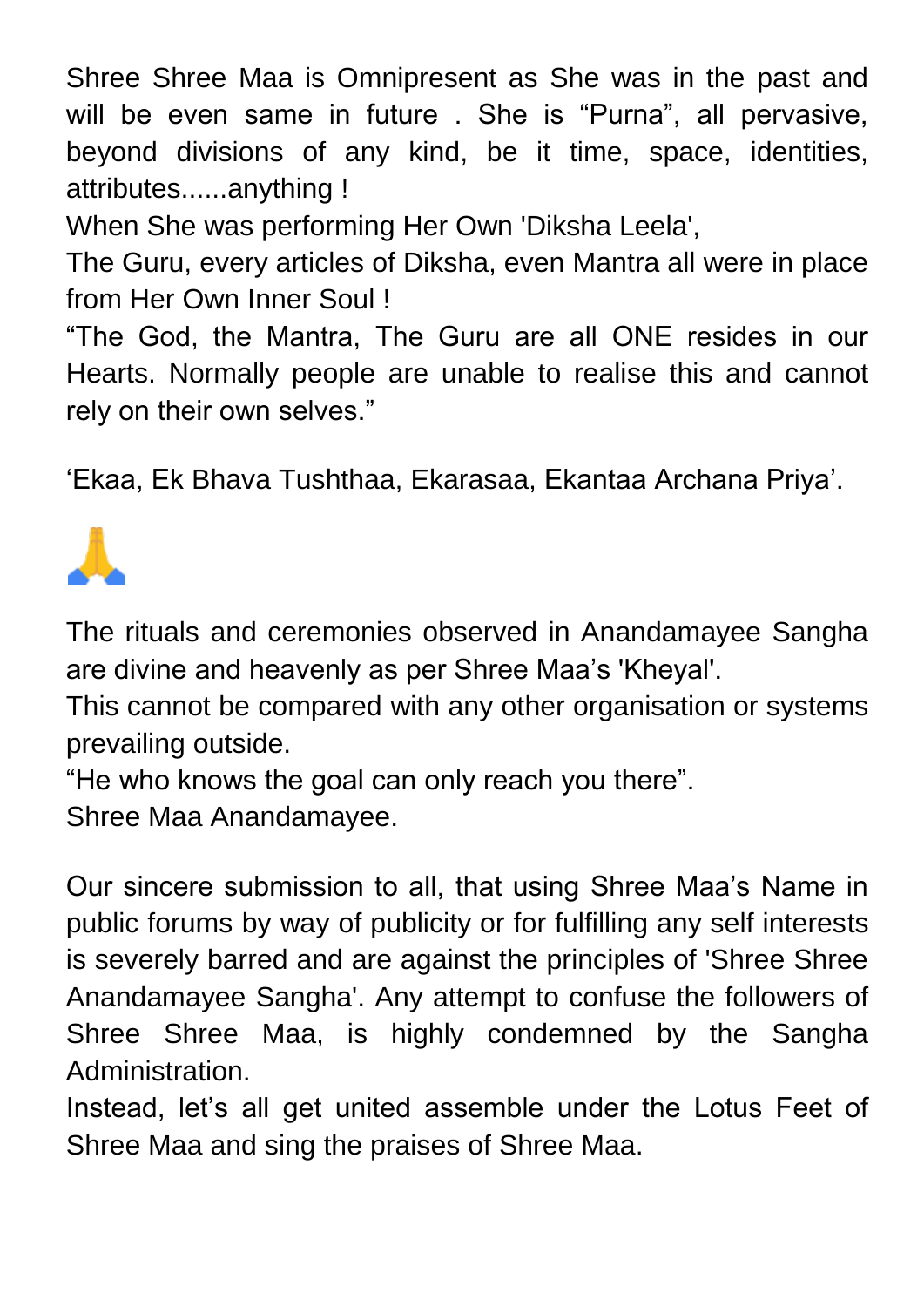Shree Shree Maa is Omnipresent as She was in the past and will be even same in future . She is “Purna”, all pervasive, beyond divisions of any kind, be it time, space, identities, attributes......anything !

When She was performing Her Own 'Diksha Leela',

The Guru, every articles of Diksha, even Mantra all were in place from Her Own Inner Soul !

“The God, the Mantra, The Guru are all ONE resides in our Hearts. Normally people are unable to realise this and cannot rely on their own selves.”

‘Ekaa, Ek Bhava Tushthaa, Ekarasaa, Ekantaa Archana Priya’.

🙏

The rituals and ceremonies observed in Anandamayee Sangha are divine and heavenly as per Shree Maa’s 'Kheyal'.

This cannot be compared with any other organisation or systems prevailing outside.

“He who knows the goal can only reach you there”.

Shree Maa Anandamayee.

Our sincere submission to all, that using Shree Maa’s Name in public forums by way of publicity or for fulfilling any self interests is severely barred and are against the principles of 'Shree Shree Anandamayee Sangha'. Any attempt to confuse the followers of Shree Shree Maa, is highly condemned by the Sangha Administration.

Instead, let’s all get united assemble under the Lotus Feet of Shree Maa and sing the praises of Shree Maa.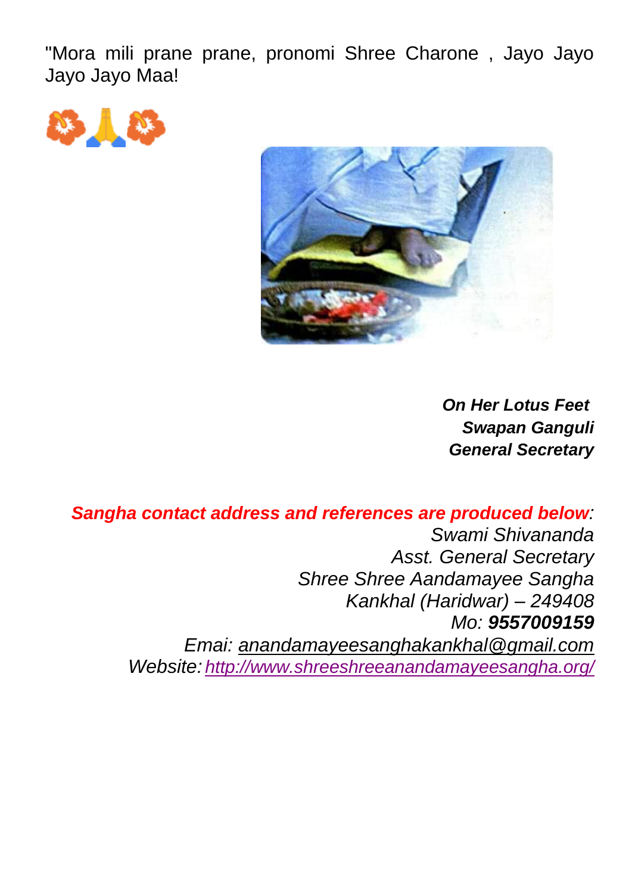"Mora mili prane prane, pronomi Shree Charone , Jayo Jayo Jayo Jayo Maa!

🌺🙏🌺

***On Her Lotus Feet***
***Swapan Ganguli***
***General Secretary***

***Sangha contact address and references are produced below***:
*Swami Shivananda*
*Asst. General Secretary*
*Shree Shree Aandamayee Sangha*
*Kankhal (Haridwar) – 249408*
*Mo: **9557009159***
*Emai: anandamayeesanghakankhal@gmail.com*
*Website: http://www.shreeshreeanandamayeesangha.org/*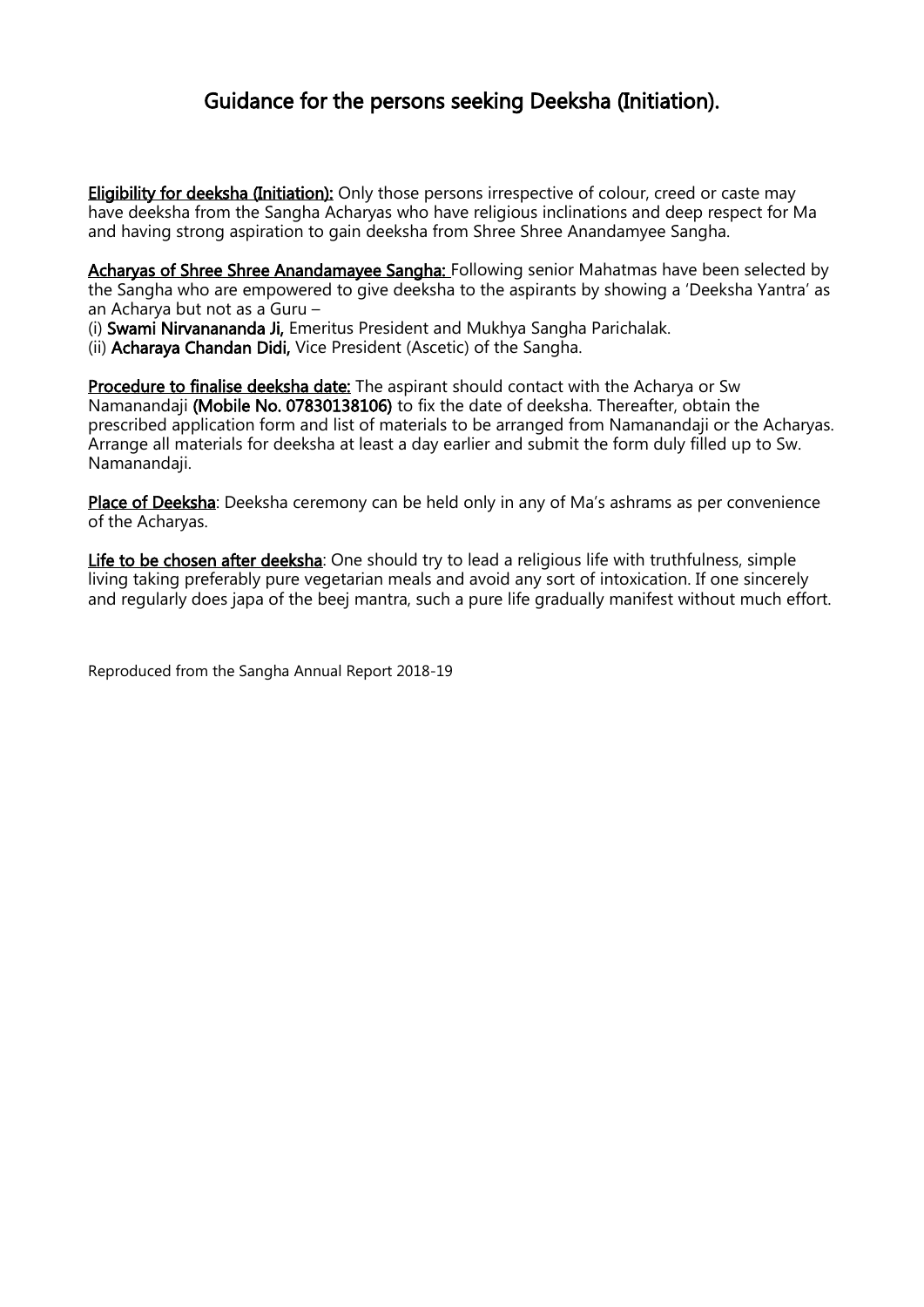# Guidance for the persons seeking Deeksha (Initiation).

**Eligibility for deeksha (Initiation):** Only those persons irrespective of colour, creed or caste may have deeksha from the Sangha Acharyas who have religious inclinations and deep respect for Ma and having strong aspiration to gain deeksha from Shree Shree Anandamyee Sangha.

**Acharyas of Shree Shree Anandamayee Sangha:** Following senior Mahatmas have been selected by the Sangha who are empowered to give deeksha to the aspirants by showing a 'Deeksha Yantra' as an Acharya but not as a Guru –

(i) **Swami Nirvanananda Ji,** Emeritus President and Mukhya Sangha Parichalak.
(ii) **Acharaya Chandan Didi,** Vice President (Ascetic) of the Sangha.

**Procedure to finalise deeksha date:** The aspirant should contact with the Acharya or Sw Namanandaji **(Mobile No. 07830138106)** to fix the date of deeksha. Thereafter, obtain the prescribed application form and list of materials to be arranged from Namanandaji or the Acharyas. Arrange all materials for deeksha at least a day earlier and submit the form duly filled up to Sw. Namanandaji.

**Place of Deeksha**: Deeksha ceremony can be held only in any of Ma's ashrams as per convenience of the Acharyas.

**Life to be chosen after deeksha**: One should try to lead a religious life with truthfulness, simple living taking preferably pure vegetarian meals and avoid any sort of intoxication. If one sincerely and regularly does japa of the beej mantra, such a pure life gradually manifest without much effort.

Reproduced from the Sangha Annual Report 2018-19